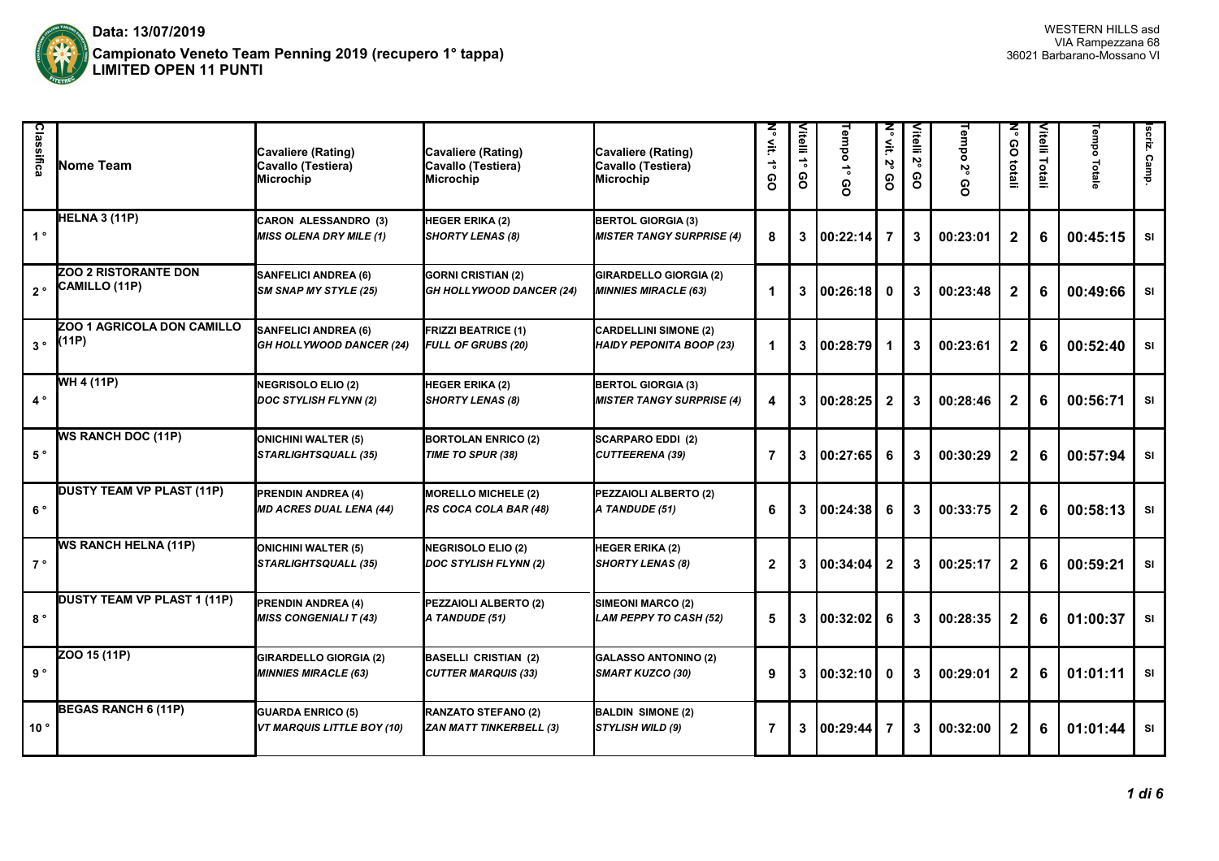**Data: 13/07/2019**

**Campionato Veneto Team Penning 2019 (recupero 1° tappa)**

**LIMITED OPEN 11 PUNTI**

WESTERN HILLS asd
VIA Rampezzana 68
36021 Barbarano-Mossano VI

| Classifica | Nome Team | Cavaliere (Rating) Cavallo (Testiera) Microchip | Cavaliere (Rating) Cavallo (Testiera) Microchip | Cavaliere (Rating) Cavallo (Testiera) Microchip | N° vit. 1° GO | Vitelli 1° GO | Tempo 1° GO | N° vit. 2° GO | Vitelli 2° GO | Tempo 2° GO | N° GO totali | Vitelli Totali | Tempo Totale | Iscriz. Camp. |
|---|---|---|---|---|---|---|---|---|---|---|---|---|---|---|
| 1° | HELNA 3 (11P) | CARON ALESSANDRO (3) *MISS OLENA DRY MILE (1)* | HEGER ERIKA (2) *SHORTY LENAS (8)* | BERTOL GIORGIA (3) *MISTER TANGY SURPRISE (4)* | 8 | 3 | 00:22:14 | 7 | 3 | 00:23:01 | 2 | 6 | 00:45:15 | SI |
| 2° | ZOO 2 RISTORANTE DON CAMILLO (11P) | SANFELICI ANDREA (6) *SM SNAP MY STYLE (25)* | GORNI CRISTIAN (2) *GH HOLLYWOOD DANCER (24)* | GIRARDELLO GIORGIA (2) *MINNIES MIRACLE (63)* | 1 | 3 | 00:26:18 | 0 | 3 | 00:23:48 | 2 | 6 | 00:49:66 | SI |
| 3° | ZOO 1 AGRICOLA DON CAMILLO (11P) | SANFELICI ANDREA (6) *GH HOLLYWOOD DANCER (24)* | FRIZZI BEATRICE (1) *FULL OF GRUBS (20)* | CARDELLINI SIMONE (2) *HAIDY PEPONITA BOOP (23)* | 1 | 3 | 00:28:79 | 1 | 3 | 00:23:61 | 2 | 6 | 00:52:40 | SI |
| 4° | WH 4 (11P) | NEGRISOLO ELIO (2) *DOC STYLISH FLYNN (2)* | HEGER ERIKA (2) *SHORTY LENAS (8)* | BERTOL GIORGIA (3) *MISTER TANGY SURPRISE (4)* | 4 | 3 | 00:28:25 | 2 | 3 | 00:28:46 | 2 | 6 | 00:56:71 | SI |
| 5° | WS RANCH DOC (11P) | ONICHINI WALTER (5) *STARLIGHTSQUALL (35)* | BORTOLAN ENRICO (2) *TIME TO SPUR (38)* | SCARPARO EDDI (2) *CUTTEERENA (39)* | 7 | 3 | 00:27:65 | 6 | 3 | 00:30:29 | 2 | 6 | 00:57:94 | SI |
| 6° | DUSTY TEAM VP PLAST (11P) | PRENDIN ANDREA (4) *MD ACRES DUAL LENA (44)* | MORELLO MICHELE (2) *RS COCA COLA BAR (48)* | PEZZAIOLI ALBERTO (2) *A TANDUDE (51)* | 6 | 3 | 00:24:38 | 6 | 3 | 00:33:75 | 2 | 6 | 00:58:13 | SI |
| 7° | WS RANCH HELNA (11P) | ONICHINI WALTER (5) *STARLIGHTSQUALL (35)* | NEGRISOLO ELIO (2) *DOC STYLISH FLYNN (2)* | HEGER ERIKA (2) *SHORTY LENAS (8)* | 2 | 3 | 00:34:04 | 2 | 3 | 00:25:17 | 2 | 6 | 00:59:21 | SI |
| 8° | DUSTY TEAM VP PLAST 1 (11P) | PRENDIN ANDREA (4) *MISS CONGENIALI T (43)* | PEZZAIOLI ALBERTO (2) *A TANDUDE (51)* | SIMEONI MARCO (2) *LAM PEPPY TO CASH (52)* | 5 | 3 | 00:32:02 | 6 | 3 | 00:28:35 | 2 | 6 | 01:00:37 | SI |
| 9° | ZOO 15 (11P) | GIRARDELLO GIORGIA (2) *MINNIES MIRACLE (63)* | BASELLI CRISTIAN (2) *CUTTER MARQUIS (33)* | GALASSO ANTONINO (2) *SMART KUZCO (30)* | 9 | 3 | 00:32:10 | 0 | 3 | 00:29:01 | 2 | 6 | 01:01:11 | SI |
| 10° | BEGAS RANCH 6 (11P) | GUARDA ENRICO (5) *VT MARQUIS LITTLE BOY (10)* | RANZATO STEFANO (2) *ZAN MATT TINKERBELL (3)* | BALDIN SIMONE (2) *STYLISH WILD (9)* | 7 | 3 | 00:29:44 | 7 | 3 | 00:32:00 | 2 | 6 | 01:01:44 | SI |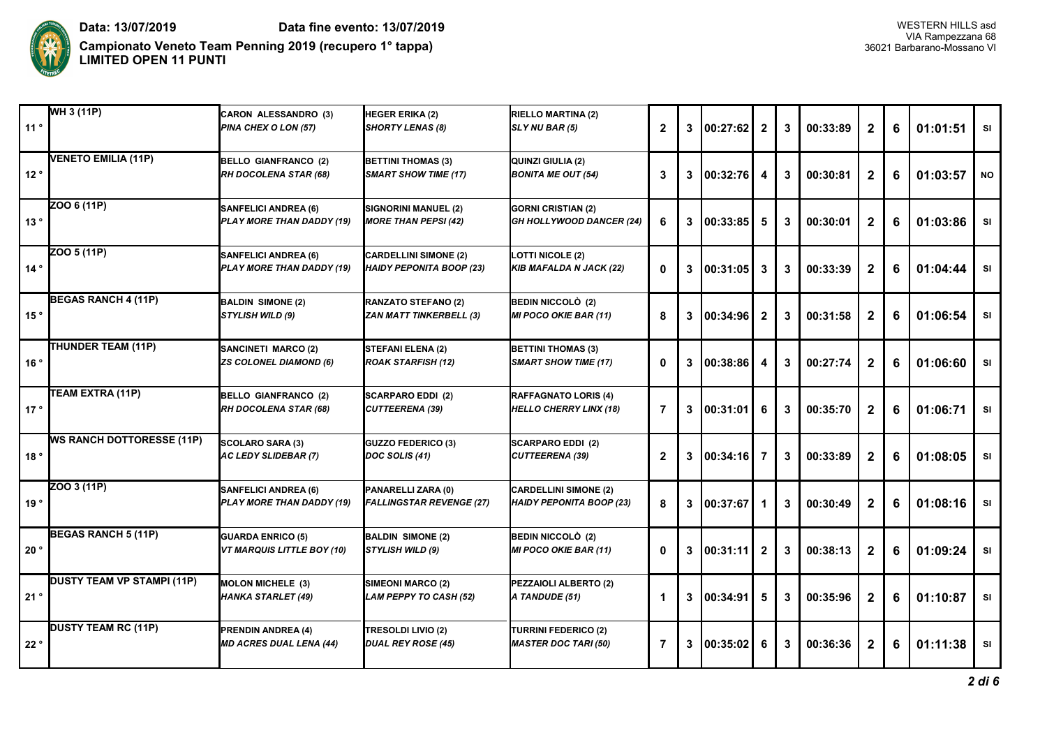**Data: 13/07/2019** **Data fine evento: 13/07/2019**

**Campionato Veneto Team Penning 2019 (recupero 1° tappa)**
**LIMITED OPEN 11 PUNTI**

WESTERN HILLS asd
VIA Rampezzana 68
36021 Barbarano-Mossano VI

| | | | | | | | | | | | | | | |
|---|---|---|---|---|---|---|---|---|---|---|---|---|---|---|
| 11 ° | WH 3 (11P) | CARON ALESSANDRO (3)<br>*PINA CHEX O LON (57)* | HEGER ERIKA (2)<br>*SHORTY LENAS (8)* | RIELLO MARTINA (2)<br>*SLY NU BAR (5)* | 2 | 3 | 00:27:62 | 2 | 3 | 00:33:89 | 2 | 6 | 01:01:51 | SI |
| 12 ° | VENETO EMILIA (11P) | BELLO GIANFRANCO (2)<br>*RH DOCOLENA STAR (68)* | BETTINI THOMAS (3)<br>*SMART SHOW TIME (17)* | QUINZI GIULIA (2)<br>*BONITA ME OUT (54)* | 3 | 3 | 00:32:76 | 4 | 3 | 00:30:81 | 2 | 6 | 01:03:57 | NO |
| 13 ° | ZOO 6 (11P) | SANFELICI ANDREA (6)<br>*PLAY MORE THAN DADDY (19)* | SIGNORINI MANUEL (2)<br>*MORE THAN PEPSI (42)* | GORNI CRISTIAN (2)<br>*GH HOLLYWOOD DANCER (24)* | 6 | 3 | 00:33:85 | 5 | 3 | 00:30:01 | 2 | 6 | 01:03:86 | SI |
| 14 ° | ZOO 5 (11P) | SANFELICI ANDREA (6)<br>*PLAY MORE THAN DADDY (19)* | CARDELLINI SIMONE (2)<br>*HAIDY PEPONITA BOOP (23)* | LOTTI NICOLE (2)<br>*KIB MAFALDA N JACK (22)* | 0 | 3 | 00:31:05 | 3 | 3 | 00:33:39 | 2 | 6 | 01:04:44 | SI |
| 15 ° | BEGAS RANCH 4 (11P) | BALDIN SIMONE (2)<br>*STYLISH WILD (9)* | RANZATO STEFANO (2)<br>*ZAN MATT TINKERBELL (3)* | BEDIN NICCOLÒ (2)<br>*MI POCO OKIE BAR (11)* | 8 | 3 | 00:34:96 | 2 | 3 | 00:31:58 | 2 | 6 | 01:06:54 | SI |
| 16 ° | THUNDER TEAM (11P) | SANCINETI MARCO (2)<br>*ZS COLONEL DIAMOND (6)* | STEFANI ELENA (2)<br>*ROAK STARFISH (12)* | BETTINI THOMAS (3)<br>*SMART SHOW TIME (17)* | 0 | 3 | 00:38:86 | 4 | 3 | 00:27:74 | 2 | 6 | 01:06:60 | SI |
| 17 ° | TEAM EXTRA (11P) | BELLO GIANFRANCO (2)<br>*RH DOCOLENA STAR (68)* | SCARPARO EDDI (2)<br>*CUTTEERENA (39)* | RAFFAGNATO LORIS (4)<br>*HELLO CHERRY LINX (18)* | 7 | 3 | 00:31:01 | 6 | 3 | 00:35:70 | 2 | 6 | 01:06:71 | SI |
| 18 ° | WS RANCH DOTTORESSE (11P) | SCOLARO SARA (3)<br>*AC LEDY SLIDEBAR (7)* | GUZZO FEDERICO (3)<br>*DOC SOLIS (41)* | SCARPARO EDDI (2)<br>*CUTTEERENA (39)* | 2 | 3 | 00:34:16 | 7 | 3 | 00:33:89 | 2 | 6 | 01:08:05 | SI |
| 19 ° | ZOO 3 (11P) | SANFELICI ANDREA (6)<br>*PLAY MORE THAN DADDY (19)* | PANARELLI ZARA (0)<br>*FALLINGSTAR REVENGE (27)* | CARDELLINI SIMONE (2)<br>*HAIDY PEPONITA BOOP (23)* | 8 | 3 | 00:37:67 | 1 | 3 | 00:30:49 | 2 | 6 | 01:08:16 | SI |
| 20 ° | BEGAS RANCH 5 (11P) | GUARDA ENRICO (5)<br>*VT MARQUIS LITTLE BOY (10)* | BALDIN SIMONE (2)<br>*STYLISH WILD (9)* | BEDIN NICCOLÒ (2)<br>*MI POCO OKIE BAR (11)* | 0 | 3 | 00:31:11 | 2 | 3 | 00:38:13 | 2 | 6 | 01:09:24 | SI |
| 21 ° | DUSTY TEAM VP STAMPI (11P) | MOLON MICHELE (3)<br>*HANKA STARLET (49)* | SIMEONI MARCO (2)<br>*LAM PEPPY TO CASH (52)* | PEZZAIOLI ALBERTO (2)<br>*A TANDUDE (51)* | 1 | 3 | 00:34:91 | 5 | 3 | 00:35:96 | 2 | 6 | 01:10:87 | SI |
| 22 ° | DUSTY TEAM RC (11P) | PRENDIN ANDREA (4)<br>*MD ACRES DUAL LENA (44)* | TRESOLDI LIVIO (2)<br>*DUAL REY ROSE (45)* | TURRINI FEDERICO (2)<br>*MASTER DOC TARI (50)* | 7 | 3 | 00:35:02 | 6 | 3 | 00:36:36 | 2 | 6 | 01:11:38 | SI |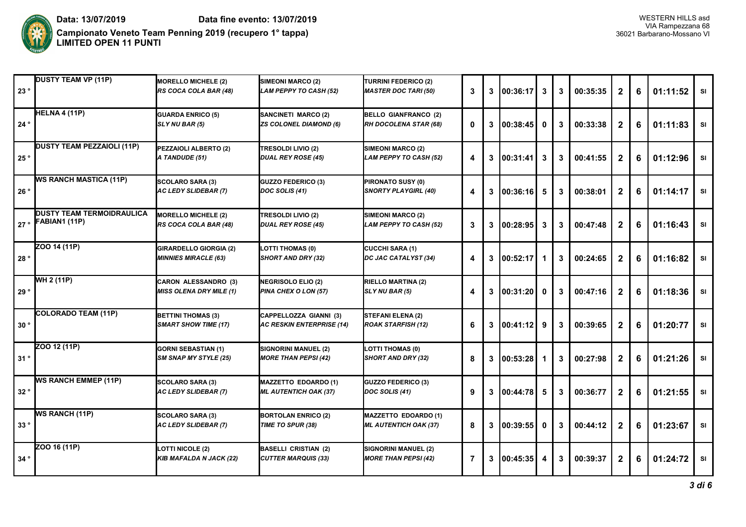**Data: 13/07/2019** **Data fine evento: 13/07/2019**

**Campionato Veneto Team Penning 2019 (recupero 1° tappa)**
**LIMITED OPEN 11 PUNTI**

WESTERN HILLS asd
VIA Rampezzana 68
36021 Barbarano-Mossano VI

| | | | | | | | | | | | | | | |
|---|---|---|---|---|---|---|---|---|---|---|---|---|---|---|
| 23 ° | **DUSTY TEAM VP (11P)** | **MORELLO MICHELE (2)** ***RS COCA COLA BAR (48)*** | **SIMEONI MARCO (2)** ***LAM PEPPY TO CASH (52)*** | **TURRINI FEDERICO (2)** ***MASTER DOC TARI (50)*** | **3** | **3** | **00:36:17** | **3** | **3** | **00:35:35** | **2** | **6** | **01:11:52** | **SI** |
| 24 ° | **HELNA 4 (11P)** | **GUARDA ENRICO (5)** ***SLY NU BAR (5)*** | **SANCINETI MARCO (2)** ***ZS COLONEL DIAMOND (6)*** | **BELLO GIANFRANCO (2)** ***RH DOCOLENA STAR (68)*** | **0** | **3** | **00:38:45** | **0** | **3** | **00:33:38** | **2** | **6** | **01:11:83** | **SI** |
| 25 ° | **DUSTY TEAM PEZZAIOLI (11P)** | **PEZZAIOLI ALBERTO (2)** ***A TANDUDE (51)*** | **TRESOLDI LIVIO (2)** ***DUAL REY ROSE (45)*** | **SIMEONI MARCO (2)** ***LAM PEPPY TO CASH (52)*** | **4** | **3** | **00:31:41** | **3** | **3** | **00:41:55** | **2** | **6** | **01:12:96** | **SI** |
| 26 ° | **WS RANCH MASTICA (11P)** | **SCOLARO SARA (3)** ***AC LEDY SLIDEBAR (7)*** | **GUZZO FEDERICO (3)** ***DOC SOLIS (41)*** | **PIRONATO SUSY (0)** ***SNORTY PLAYGIRL (40)*** | **4** | **3** | **00:36:16** | **5** | **3** | **00:38:01** | **2** | **6** | **01:14:17** | **SI** |
| 27 ° | **DUSTY TEAM TERMOIDRAULICA FABIAN1 (11P)** | **MORELLO MICHELE (2)** ***RS COCA COLA BAR (48)*** | **TRESOLDI LIVIO (2)** ***DUAL REY ROSE (45)*** | **SIMEONI MARCO (2)** ***LAM PEPPY TO CASH (52)*** | **3** | **3** | **00:28:95** | **3** | **3** | **00:47:48** | **2** | **6** | **01:16:43** | **SI** |
| 28 ° | **ZOO 14 (11P)** | **GIRARDELLO GIORGIA (2)** ***MINNIES MIRACLE (63)*** | **LOTTI THOMAS (0)** ***SHORT AND DRY (32)*** | **CUCCHI SARA (1)** ***DC JAC CATALYST (34)*** | **4** | **3** | **00:52:17** | **1** | **3** | **00:24:65** | **2** | **6** | **01:16:82** | **SI** |
| 29 ° | **WH 2 (11P)** | **CARON ALESSANDRO (3)** ***MISS OLENA DRY MILE (1)*** | **NEGRISOLO ELIO (2)** ***PINA CHEX O LON (57)*** | **RIELLO MARTINA (2)** ***SLY NU BAR (5)*** | **4** | **3** | **00:31:20** | **0** | **3** | **00:47:16** | **2** | **6** | **01:18:36** | **SI** |
| 30 ° | **COLORADO TEAM (11P)** | **BETTINI THOMAS (3)** ***SMART SHOW TIME (17)*** | **CAPPELLOZZA GIANNI (3)** ***AC RESKIN ENTERPRISE (14)*** | **STEFANI ELENA (2)** ***ROAK STARFISH (12)*** | **6** | **3** | **00:41:12** | **9** | **3** | **00:39:65** | **2** | **6** | **01:20:77** | **SI** |
| 31 ° | **ZOO 12 (11P)** | **GORNI SEBASTIAN (1)** ***SM SNAP MY STYLE (25)*** | **SIGNORINI MANUEL (2)** ***MORE THAN PEPSI (42)*** | **LOTTI THOMAS (0)** ***SHORT AND DRY (32)*** | **8** | **3** | **00:53:28** | **1** | **3** | **00:27:98** | **2** | **6** | **01:21:26** | **SI** |
| 32 ° | **WS RANCH EMMEP (11P)** | **SCOLARO SARA (3)** ***AC LEDY SLIDEBAR (7)*** | **MAZZETTO EDOARDO (1)** ***ML AUTENTICH OAK (37)*** | **GUZZO FEDERICO (3)** ***DOC SOLIS (41)*** | **9** | **3** | **00:44:78** | **5** | **3** | **00:36:77** | **2** | **6** | **01:21:55** | **SI** |
| 33 ° | **WS RANCH (11P)** | **SCOLARO SARA (3)** ***AC LEDY SLIDEBAR (7)*** | **BORTOLAN ENRICO (2)** ***TIME TO SPUR (38)*** | **MAZZETTO EDOARDO (1)** ***ML AUTENTICH OAK (37)*** | **8** | **3** | **00:39:55** | **0** | **3** | **00:44:12** | **2** | **6** | **01:23:67** | **SI** |
| 34 ° | **ZOO 16 (11P)** | **LOTTI NICOLE (2)** ***KIB MAFALDA N JACK (22)*** | **BASELLI CRISTIAN (2)** ***CUTTER MARQUIS (33)*** | **SIGNORINI MANUEL (2)** ***MORE THAN PEPSI (42)*** | **7** | **3** | **00:45:35** | **4** | **3** | **00:39:37** | **2** | **6** | **01:24:72** | **SI** |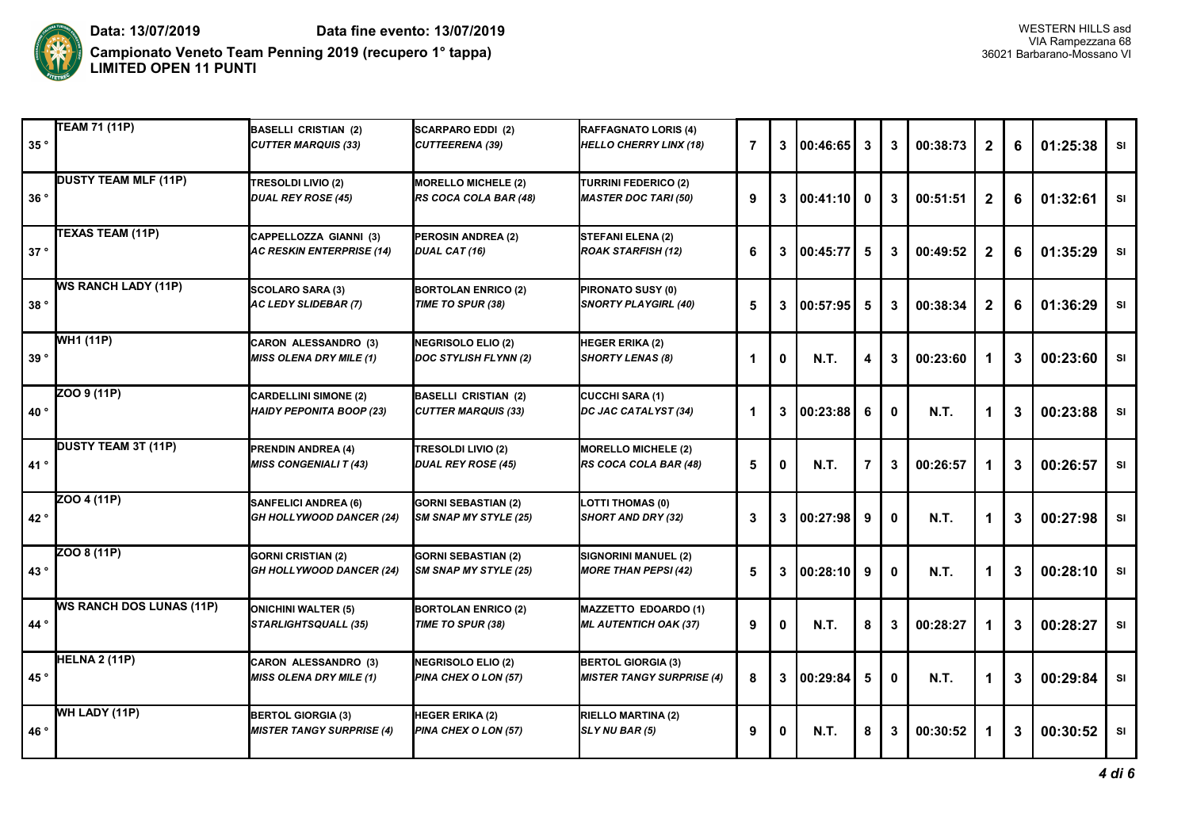**Data: 13/07/2019** **Data fine evento: 13/07/2019**

**Campionato Veneto Team Penning 2019 (recupero 1° tappa)**
**LIMITED OPEN 11 PUNTI**

WESTERN HILLS asd
VIA Rampezzana 68
36021 Barbarano-Mossano VI

| | | | | | | | | | | | | | | |
|---|---|---|---|---|---|---|---|---|---|---|---|---|---|---|
| 35 ° | **TEAM 71 (11P)** | **BASELLI CRISTIAN (2)** ***CUTTER MARQUIS (33)*** | **SCARPARO EDDI (2)** ***CUTTEERENA (39)*** | **RAFFAGNATO LORIS (4)** ***HELLO CHERRY LINX (18)*** | 7 | 3 | 00:46:65 | 3 | 3 | 00:38:73 | 2 | 6 | 01:25:38 | SI |
| 36 ° | **DUSTY TEAM MLF (11P)** | **TRESOLDI LIVIO (2)** ***DUAL REY ROSE (45)*** | **MORELLO MICHELE (2)** ***RS COCA COLA BAR (48)*** | **TURRINI FEDERICO (2)** ***MASTER DOC TARI (50)*** | 9 | 3 | 00:41:10 | 0 | 3 | 00:51:51 | 2 | 6 | 01:32:61 | SI |
| 37 ° | **TEXAS TEAM (11P)** | **CAPPELLOZZA GIANNI (3)** ***AC RESKIN ENTERPRISE (14)*** | **PEROSIN ANDREA (2)** ***DUAL CAT (16)*** | **STEFANI ELENA (2)** ***ROAK STARFISH (12)*** | 6 | 3 | 00:45:77 | 5 | 3 | 00:49:52 | 2 | 6 | 01:35:29 | SI |
| 38 ° | **WS RANCH LADY (11P)** | **SCOLARO SARA (3)** ***AC LEDY SLIDEBAR (7)*** | **BORTOLAN ENRICO (2)** ***TIME TO SPUR (38)*** | **PIRONATO SUSY (0)** ***SNORTY PLAYGIRL (40)*** | 5 | 3 | 00:57:95 | 5 | 3 | 00:38:34 | 2 | 6 | 01:36:29 | SI |
| 39 ° | **WH1 (11P)** | **CARON ALESSANDRO (3)** ***MISS OLENA DRY MILE (1)*** | **NEGRISOLO ELIO (2)** ***DOC STYLISH FLYNN (2)*** | **HEGER ERIKA (2)** ***SHORTY LENAS (8)*** | 1 | 0 | N.T. | 4 | 3 | 00:23:60 | 1 | 3 | 00:23:60 | SI |
| 40 ° | **ZOO 9 (11P)** | **CARDELLINI SIMONE (2)** ***HAIDY PEPONITA BOOP (23)*** | **BASELLI CRISTIAN (2)** ***CUTTER MARQUIS (33)*** | **CUCCHI SARA (1)** ***DC JAC CATALYST (34)*** | 1 | 3 | 00:23:88 | 6 | 0 | N.T. | 1 | 3 | 00:23:88 | SI |
| 41 ° | **DUSTY TEAM 3T (11P)** | **PRENDIN ANDREA (4)** ***MISS CONGENIALI T (43)*** | **TRESOLDI LIVIO (2)** ***DUAL REY ROSE (45)*** | **MORELLO MICHELE (2)** ***RS COCA COLA BAR (48)*** | 5 | 0 | N.T. | 7 | 3 | 00:26:57 | 1 | 3 | 00:26:57 | SI |
| 42 ° | **ZOO 4 (11P)** | **SANFELICI ANDREA (6)** ***GH HOLLYWOOD DANCER (24)*** | **GORNI SEBASTIAN (2)** ***SM SNAP MY STYLE (25)*** | **LOTTI THOMAS (0)** ***SHORT AND DRY (32)*** | 3 | 3 | 00:27:98 | 9 | 0 | N.T. | 1 | 3 | 00:27:98 | SI |
| 43 ° | **ZOO 8 (11P)** | **GORNI CRISTIAN (2)** ***GH HOLLYWOOD DANCER (24)*** | **GORNI SEBASTIAN (2)** ***SM SNAP MY STYLE (25)*** | **SIGNORINI MANUEL (2)** ***MORE THAN PEPSI (42)*** | 5 | 3 | 00:28:10 | 9 | 0 | N.T. | 1 | 3 | 00:28:10 | SI |
| 44 ° | **WS RANCH DOS LUNAS (11P)** | **ONICHINI WALTER (5)** ***STARLIGHTSQUALL (35)*** | **BORTOLAN ENRICO (2)** ***TIME TO SPUR (38)*** | **MAZZETTO EDOARDO (1)** ***ML AUTENTICH OAK (37)*** | 9 | 0 | N.T. | 8 | 3 | 00:28:27 | 1 | 3 | 00:28:27 | SI |
| 45 ° | **HELNA 2 (11P)** | **CARON ALESSANDRO (3)** ***MISS OLENA DRY MILE (1)*** | **NEGRISOLO ELIO (2)** ***PINA CHEX O LON (57)*** | **BERTOL GIORGIA (3)** ***MISTER TANGY SURPRISE (4)*** | 8 | 3 | 00:29:84 | 5 | 0 | N.T. | 1 | 3 | 00:29:84 | SI |
| 46 ° | **WH LADY (11P)** | **BERTOL GIORGIA (3)** ***MISTER TANGY SURPRISE (4)*** | **HEGER ERIKA (2)** ***PINA CHEX O LON (57)*** | **RIELLO MARTINA (2)** ***SLY NU BAR (5)*** | 9 | 0 | N.T. | 8 | 3 | 00:30:52 | 1 | 3 | 00:30:52 | SI |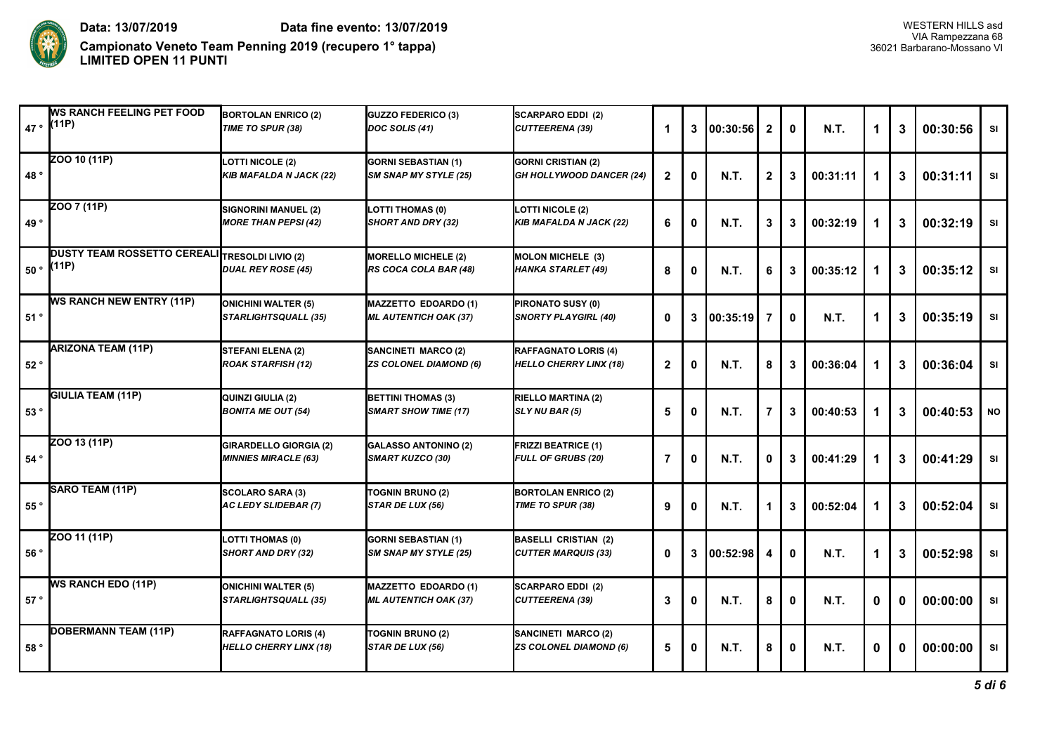**Data: 13/07/2019** **Data fine evento: 13/07/2019**

**Campionato Veneto Team Penning 2019 (recupero 1° tappa)**
**LIMITED OPEN 11 PUNTI**

WESTERN HILLS asd
VIA Rampezzana 68
36021 Barbarano-Mossano VI

| | | | | | | | | | | | | | | |
|---|---|---|---|---|---|---|---|---|---|---|---|---|---|---|
| 47 ° | **WS RANCH FEELING PET FOOD (11P)** | **BORTOLAN ENRICO (2)** ***TIME TO SPUR (38)*** | **GUZZO FEDERICO (3)** ***DOC SOLIS (41)*** | **SCARPARO EDDI (2)** ***CUTTEERENA (39)*** | **1** | **3** | **00:30:56** | **2** | **0** | **N.T.** | **1** | **3** | **00:30:56** | **SI** |
| 48 ° | **ZOO 10 (11P)** | **LOTTI NICOLE (2)** ***KIB MAFALDA N JACK (22)*** | **GORNI SEBASTIAN (1)** ***SM SNAP MY STYLE (25)*** | **GORNI CRISTIAN (2)** ***GH HOLLYWOOD DANCER (24)*** | **2** | **0** | **N.T.** | **2** | **3** | **00:31:11** | **1** | **3** | **00:31:11** | **SI** |
| 49 ° | **ZOO 7 (11P)** | **SIGNORINI MANUEL (2)** ***MORE THAN PEPSI (42)*** | **LOTTI THOMAS (0)** ***SHORT AND DRY (32)*** | **LOTTI NICOLE (2)** ***KIB MAFALDA N JACK (22)*** | **6** | **0** | **N.T.** | **3** | **3** | **00:32:19** | **1** | **3** | **00:32:19** | **SI** |
| 50 ° | **DUSTY TEAM ROSSETTO CEREALI (11P)** | **TRESOLDI LIVIO (2)** ***DUAL REY ROSE (45)*** | **MORELLO MICHELE (2)** ***RS COCA COLA BAR (48)*** | **MOLON MICHELE (3)** ***HANKA STARLET (49)*** | **8** | **0** | **N.T.** | **6** | **3** | **00:35:12** | **1** | **3** | **00:35:12** | **SI** |
| 51 ° | **WS RANCH NEW ENTRY (11P)** | **ONICHINI WALTER (5)** ***STARLIGHTSQUALL (35)*** | **MAZZETTO EDOARDO (1)** ***ML AUTENTICH OAK (37)*** | **PIRONATO SUSY (0)** ***SNORTY PLAYGIRL (40)*** | **0** | **3** | **00:35:19** | **7** | **0** | **N.T.** | **1** | **3** | **00:35:19** | **SI** |
| 52 ° | **ARIZONA TEAM (11P)** | **STEFANI ELENA (2)** ***ROAK STARFISH (12)*** | **SANCINETI MARCO (2)** ***ZS COLONEL DIAMOND (6)*** | **RAFFAGNATO LORIS (4)** ***HELLO CHERRY LINX (18)*** | **2** | **0** | **N.T.** | **8** | **3** | **00:36:04** | **1** | **3** | **00:36:04** | **SI** |
| 53 ° | **GIULIA TEAM (11P)** | **QUINZI GIULIA (2)** ***BONITA ME OUT (54)*** | **BETTINI THOMAS (3)** ***SMART SHOW TIME (17)*** | **RIELLO MARTINA (2)** ***SLY NU BAR (5)*** | **5** | **0** | **N.T.** | **7** | **3** | **00:40:53** | **1** | **3** | **00:40:53** | **NO** |
| 54 ° | **ZOO 13 (11P)** | **GIRARDELLO GIORGIA (2)** ***MINNIES MIRACLE (63)*** | **GALASSO ANTONINO (2)** ***SMART KUZCO (30)*** | **FRIZZI BEATRICE (1)** ***FULL OF GRUBS (20)*** | **7** | **0** | **N.T.** | **0** | **3** | **00:41:29** | **1** | **3** | **00:41:29** | **SI** |
| 55 ° | **SARO TEAM (11P)** | **SCOLARO SARA (3)** ***AC LEDY SLIDEBAR (7)*** | **TOGNIN BRUNO (2)** ***STAR DE LUX (56)*** | **BORTOLAN ENRICO (2)** ***TIME TO SPUR (38)*** | **9** | **0** | **N.T.** | **1** | **3** | **00:52:04** | **1** | **3** | **00:52:04** | **SI** |
| 56 ° | **ZOO 11 (11P)** | **LOTTI THOMAS (0)** ***SHORT AND DRY (32)*** | **GORNI SEBASTIAN (1)** ***SM SNAP MY STYLE (25)*** | **BASELLI CRISTIAN (2)** ***CUTTER MARQUIS (33)*** | **0** | **3** | **00:52:98** | **4** | **0** | **N.T.** | **1** | **3** | **00:52:98** | **SI** |
| 57 ° | **WS RANCH EDO (11P)** | **ONICHINI WALTER (5)** ***STARLIGHTSQUALL (35)*** | **MAZZETTO EDOARDO (1)** ***ML AUTENTICH OAK (37)*** | **SCARPARO EDDI (2)** ***CUTTEERENA (39)*** | **3** | **0** | **N.T.** | **8** | **0** | **N.T.** | **0** | **0** | **00:00:00** | **SI** |
| 58 ° | **DOBERMANN TEAM (11P)** | **RAFFAGNATO LORIS (4)** ***HELLO CHERRY LINX (18)*** | **TOGNIN BRUNO (2)** ***STAR DE LUX (56)*** | **SANCINETI MARCO (2)** ***ZS COLONEL DIAMOND (6)*** | **5** | **0** | **N.T.** | **8** | **0** | **N.T.** | **0** | **0** | **00:00:00** | **SI** |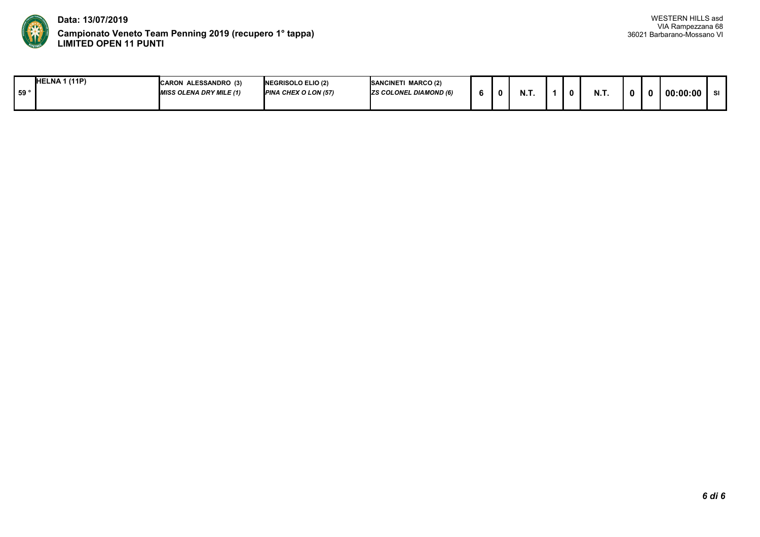**Data: 13/07/2019**
**Campionato Veneto Team Penning 2019 (recupero 1° tappa)**
**LIMITED OPEN 11 PUNTI**

WESTERN HILLS asd
VIA Rampezzana 68
36021 Barbarano-Mossano VI

| | | | | | | | | | | | | | | |
|---|---|---|---|---|---|---|---|---|---|---|---|---|---|---|
| 59 ° | **HELNA 1 (11P)** | **CARON ALESSANDRO (3)** ***MISS OLENA DRY MILE (1)*** | **NEGRISOLO ELIO (2)** ***PINA CHEX O LON (57)*** | **SANCINETI MARCO (2)** ***ZS COLONEL DIAMOND (6)*** | **6** | **0** | **N.T.** | **1** | **0** | **N.T.** | **0** | **0** | **00:00:00** | **SI** |